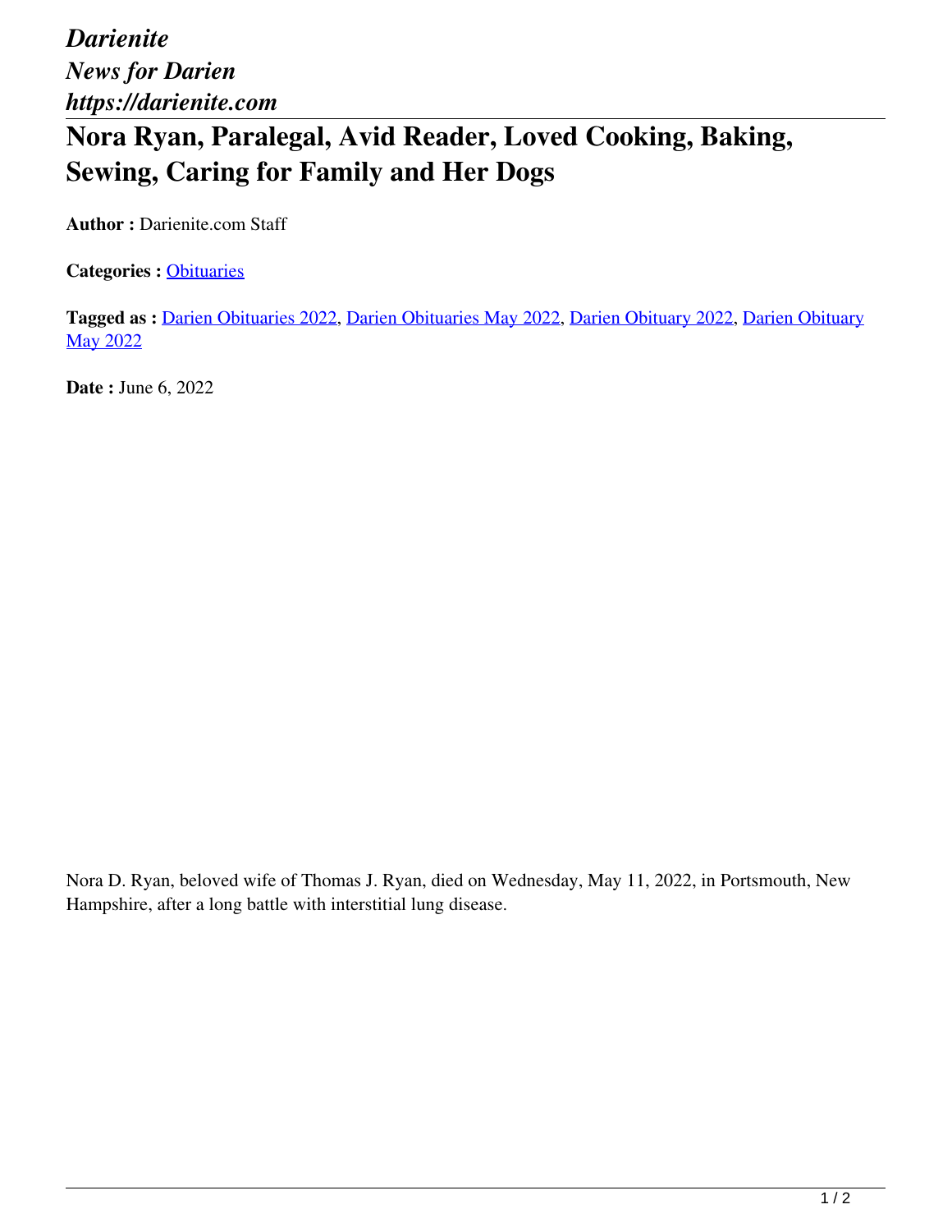*Darienite*
*News for Darien*
*https://darienite.com*

# Nora Ryan, Paralegal, Avid Reader, Loved Cooking, Baking, Sewing, Caring for Family and Her Dogs

**Author :** Darienite.com Staff

**Categories :** Obituaries

**Tagged as :** Darien Obituaries 2022, Darien Obituaries May 2022, Darien Obituary 2022, Darien Obituary May 2022

**Date :** June 6, 2022

Nora D. Ryan, beloved wife of Thomas J. Ryan, died on Wednesday, May 11, 2022, in Portsmouth, New Hampshire, after a long battle with interstitial lung disease.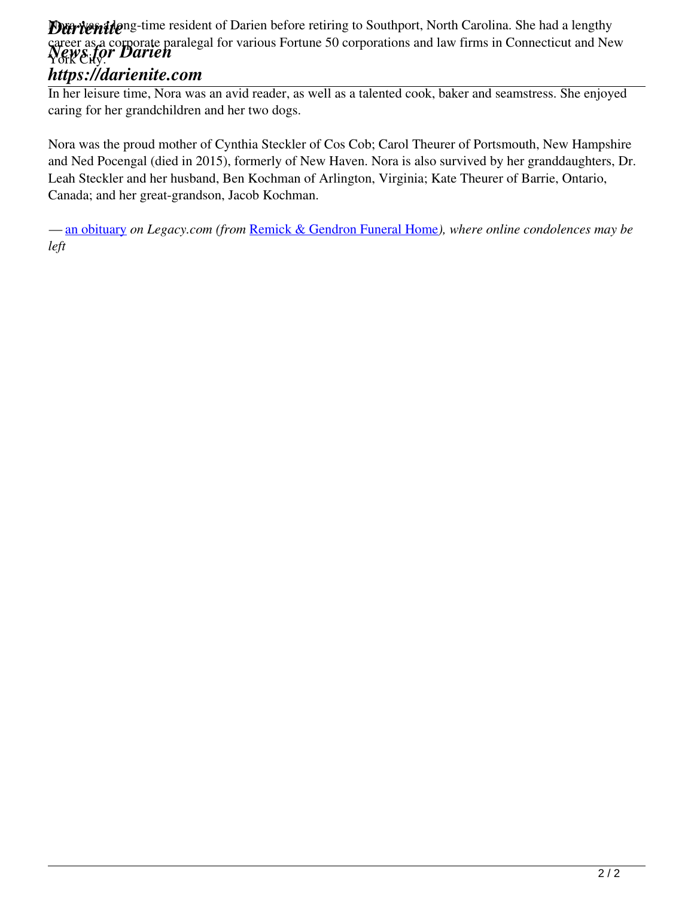Nora was a long-time resident of Darien before retiring to Southport, North Carolina. She had a lengthy career as a corporate paralegal for various Fortune 50 corporations and law firms in Connecticut and New York City.

In her leisure time, Nora was an avid reader, as well as a talented cook, baker and seamstress. She enjoyed caring for her grandchildren and her two dogs.

Nora was the proud mother of Cynthia Steckler of Cos Cob; Carol Theurer of Portsmouth, New Hampshire and Ned Pocengal (died in 2015), formerly of New Haven. Nora is also survived by her granddaughters, Dr. Leah Steckler and her husband, Ben Kochman of Arlington, Virginia; Kate Theurer of Barrie, Ontario, Canada; and her great-grandson, Jacob Kochman.

*— an obituary on Legacy.com (from Remick & Gendron Funeral Home), where online condolences may be left*